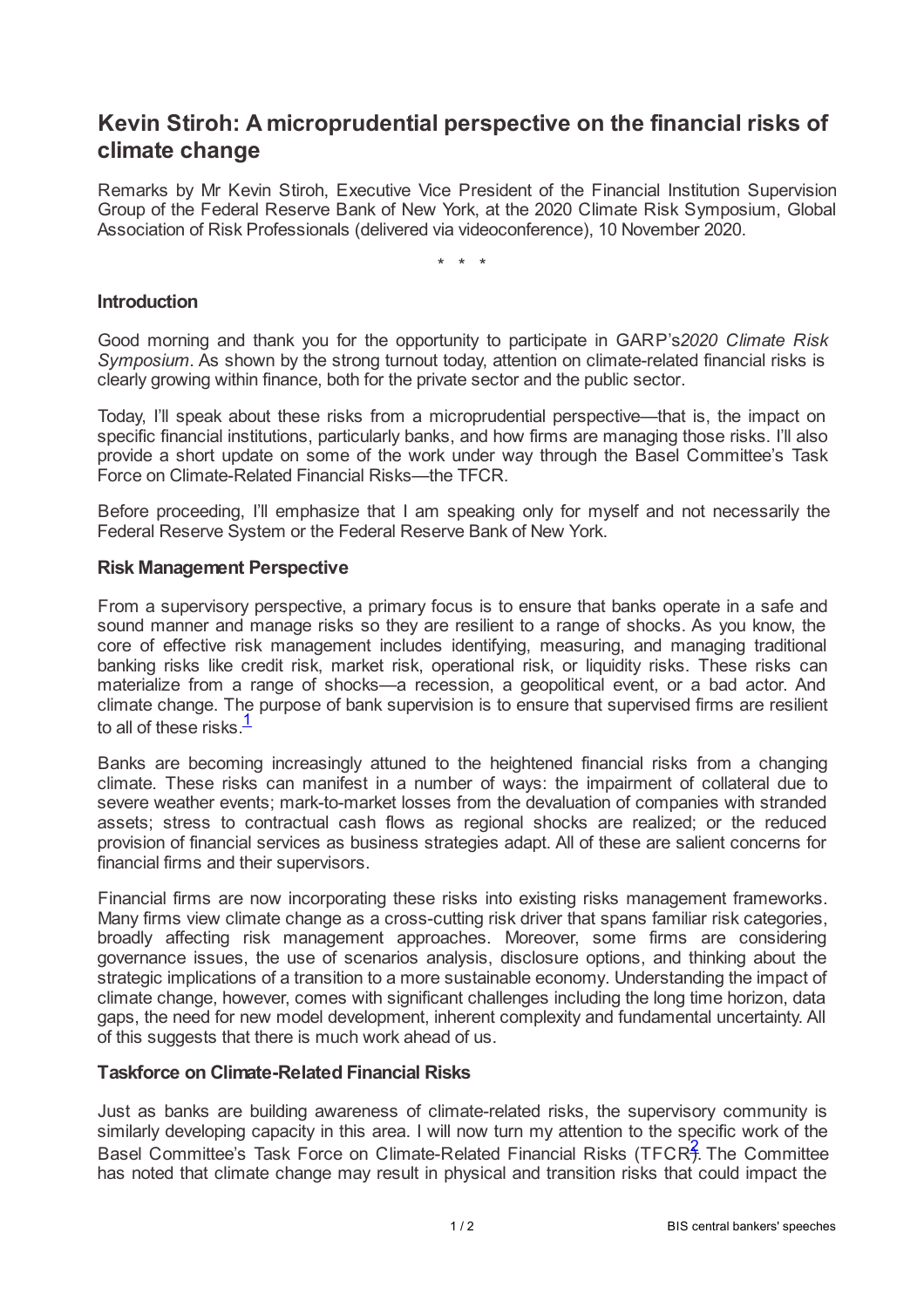# Kevin Stiroh: A microprudential perspective on the financial risks of climate change

Remarks by Mr Kevin Stiroh, Executive Vice President of the Financial Institution Supervision Group of the Federal Reserve Bank of New York, at the 2020 Climate Risk Symposium, Global Association of Risk Professionals (delivered via videoconference), 10 November 2020.

\* \* \*

## Introduction

Good morning and thank you for the opportunity to participate in GARP's *2020 Climate Risk Symposium*. As shown by the strong turnout today, attention on climate-related financial risks is clearly growing within finance, both for the private sector and the public sector.

Today, I'll speak about these risks from a microprudential perspective—that is, the impact on specific financial institutions, particularly banks, and how firms are managing those risks. I'll also provide a short update on some of the work under way through the Basel Committee's Task Force on Climate-Related Financial Risks—the TFCR.

Before proceeding, I'll emphasize that I am speaking only for myself and not necessarily the Federal Reserve System or the Federal Reserve Bank of New York.

## Risk Management Perspective

From a supervisory perspective, a primary focus is to ensure that banks operate in a safe and sound manner and manage risks so they are resilient to a range of shocks. As you know, the core of effective risk management includes identifying, measuring, and managing traditional banking risks like credit risk, market risk, operational risk, or liquidity risks. These risks can materialize from a range of shocks—a recession, a geopolitical event, or a bad actor. And climate change. The purpose of bank supervision is to ensure that supervised firms are resilient to all of these risks.[1]

Banks are becoming increasingly attuned to the heightened financial risks from a changing climate. These risks can manifest in a number of ways: the impairment of collateral due to severe weather events; mark-to-market losses from the devaluation of companies with stranded assets; stress to contractual cash flows as regional shocks are realized; or the reduced provision of financial services as business strategies adapt. All of these are salient concerns for financial firms and their supervisors.

Financial firms are now incorporating these risks into existing risks management frameworks. Many firms view climate change as a cross-cutting risk driver that spans familiar risk categories, broadly affecting risk management approaches. Moreover, some firms are considering governance issues, the use of scenarios analysis, disclosure options, and thinking about the strategic implications of a transition to a more sustainable economy. Understanding the impact of climate change, however, comes with significant challenges including the long time horizon, data gaps, the need for new model development, inherent complexity and fundamental uncertainty. All of this suggests that there is much work ahead of us.

## Taskforce on Climate-Related Financial Risks

Just as banks are building awareness of climate-related risks, the supervisory community is similarly developing capacity in this area. I will now turn my attention to the specific work of the Basel Committee's Task Force on Climate-Related Financial Risks (TFCR).[2] The Committee has noted that climate change may result in physical and transition risks that could impact the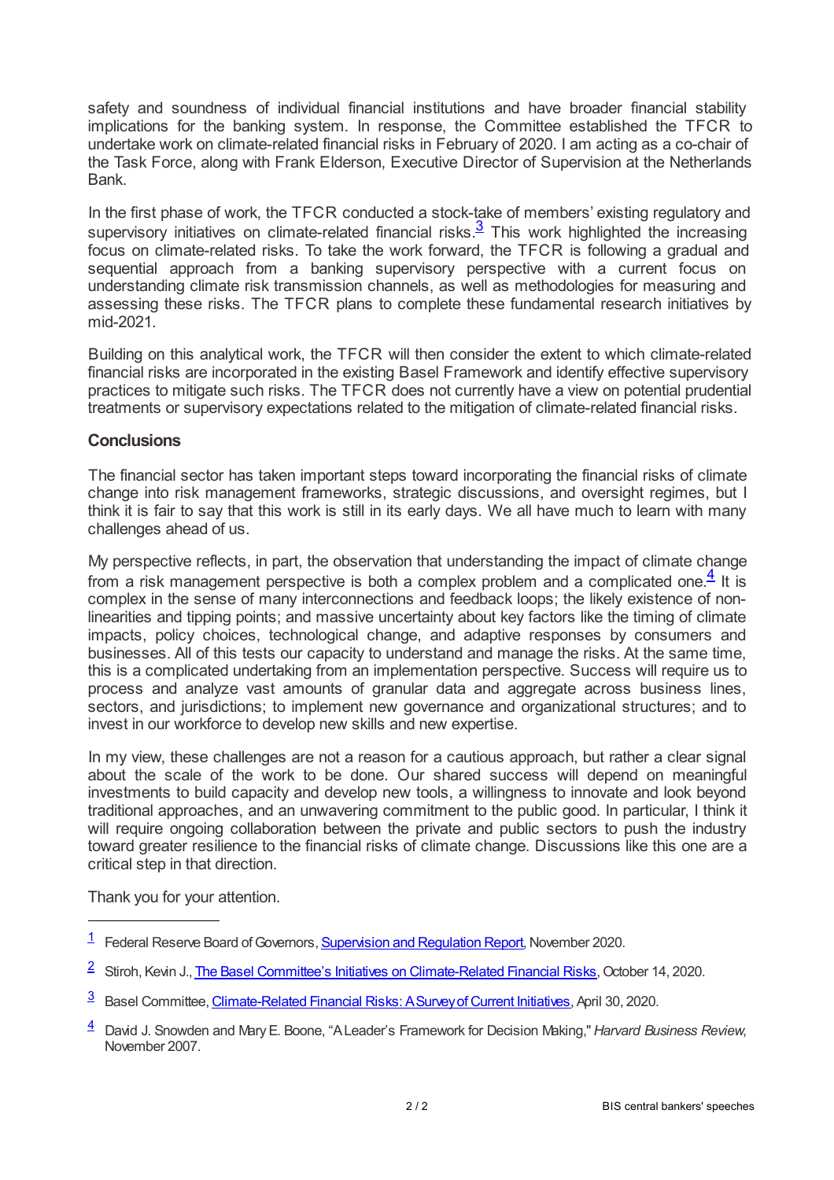safety and soundness of individual financial institutions and have broader financial stability implications for the banking system. In response, the Committee established the TFCR to undertake work on climate-related financial risks in February of 2020. I am acting as a co-chair of the Task Force, along with Frank Elderson, Executive Director of Supervision at the Netherlands Bank.

In the first phase of work, the TFCR conducted a stock-take of members' existing regulatory and supervisory initiatives on climate-related financial risks.[3] This work highlighted the increasing focus on climate-related risks. To take the work forward, the TFCR is following a gradual and sequential approach from a banking supervisory perspective with a current focus on understanding climate risk transmission channels, as well as methodologies for measuring and assessing these risks. The TFCR plans to complete these fundamental research initiatives by mid-2021.

Building on this analytical work, the TFCR will then consider the extent to which climate-related financial risks are incorporated in the existing Basel Framework and identify effective supervisory practices to mitigate such risks. The TFCR does not currently have a view on potential prudential treatments or supervisory expectations related to the mitigation of climate-related financial risks.

### Conclusions

The financial sector has taken important steps toward incorporating the financial risks of climate change into risk management frameworks, strategic discussions, and oversight regimes, but I think it is fair to say that this work is still in its early days. We all have much to learn with many challenges ahead of us.

My perspective reflects, in part, the observation that understanding the impact of climate change from a risk management perspective is both a complex problem and a complicated one.[4] It is complex in the sense of many interconnections and feedback loops; the likely existence of non-linearities and tipping points; and massive uncertainty about key factors like the timing of climate impacts, policy choices, technological change, and adaptive responses by consumers and businesses. All of this tests our capacity to understand and manage the risks. At the same time, this is a complicated undertaking from an implementation perspective. Success will require us to process and analyze vast amounts of granular data and aggregate across business lines, sectors, and jurisdictions; to implement new governance and organizational structures; and to invest in our workforce to develop new skills and new expertise.

In my view, these challenges are not a reason for a cautious approach, but rather a clear signal about the scale of the work to be done. Our shared success will depend on meaningful investments to build capacity and develop new tools, a willingness to innovate and look beyond traditional approaches, and an unwavering commitment to the public good. In particular, I think it will require ongoing collaboration between the private and public sectors to push the industry toward greater resilience to the financial risks of climate change. Discussions like this one are a critical step in that direction.

Thank you for your attention.

---

[1] Federal Reserve Board of Governors, Supervision and Regulation Report, November 2020.

[2] Stiroh, Kevin J., The Basel Committee's Initiatives on Climate-Related Financial Risks, October 14, 2020.

[3] Basel Committee, Climate-Related Financial Risks: A Survey of Current Initiatives, April 30, 2020.

[4] David J. Snowden and Mary E. Boone, "A Leader's Framework for Decision Making," *Harvard Business Review*, November 2007.